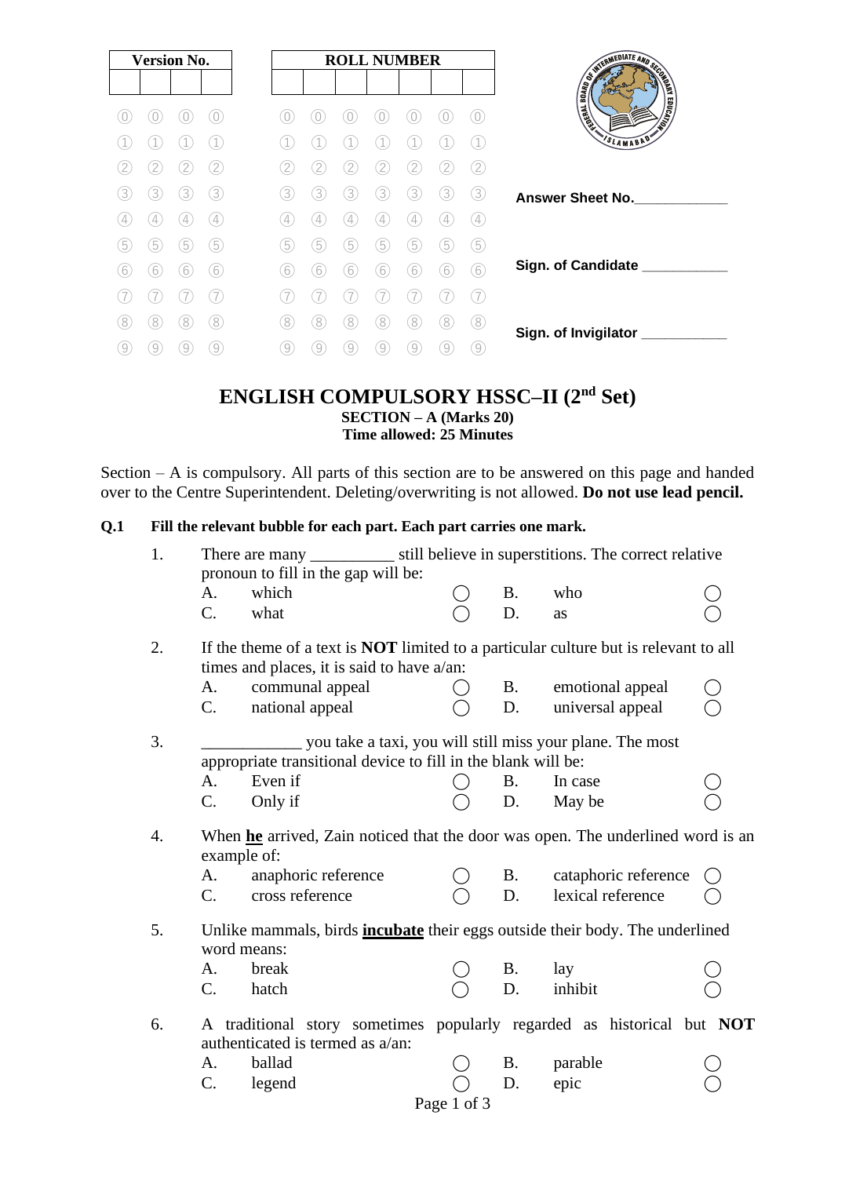| Version No. | | | |
|---|---|---|---|
| | | | |

| ROLL NUMBER | | | | | | |
|---|---|---|---|---|---|---|
| | | | | | | |

Answer Sheet No.____________

Sign. of Candidate ___________

Sign. of Invigilator ___________

# ENGLISH COMPULSORY HSSC–II (2nd Set)

**SECTION – A (Marks 20)**
**Time allowed: 25 Minutes**

Section – A is compulsory. All parts of this section are to be answered on this page and handed over to the Centre Superintendent. Deleting/overwriting is not allowed. **Do not use lead pencil.**

**Q.1 Fill the relevant bubble for each part. Each part carries one mark.**

1. There are many __________ still believe in superstitions. The correct relative pronoun to fill in the gap will be:
   - A. which ◯
   - B. who ◯
   - C. what ◯
   - D. as ◯

2. If the theme of a text is **NOT** limited to a particular culture but is relevant to all times and places, it is said to have a/an:
   - A. communal appeal ◯
   - B. emotional appeal ◯
   - C. national appeal ◯
   - D. universal appeal ◯

3. ____________ you take a taxi, you will still miss your plane. The most appropriate transitional device to fill in the blank will be:
   - A. Even if ◯
   - B. In case ◯
   - C. Only if ◯
   - D. May be ◯

4. When **he** arrived, Zain noticed that the door was open. The underlined word is an example of:
   - A. anaphoric reference ◯
   - B. cataphoric reference ◯
   - C. cross reference ◯
   - D. lexical reference ◯

5. Unlike mammals, birds **incubate** their eggs outside their body. The underlined word means:
   - A. break ◯
   - B. lay ◯
   - C. hatch ◯
   - D. inhibit ◯

6. A traditional story sometimes popularly regarded as historical but **NOT** authenticated is termed as a/an:
   - A. ballad ◯
   - B. parable ◯
   - C. legend ◯
   - D. epic ◯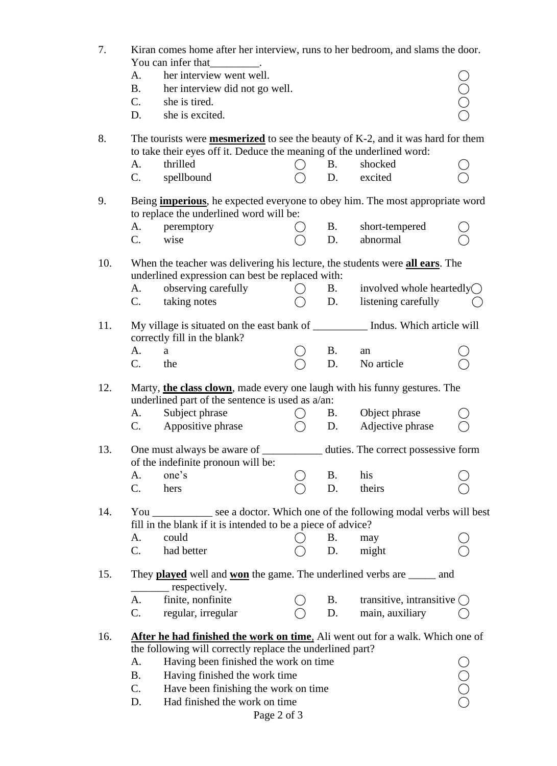7. Kiran comes home after her interview, runs to her bedroom, and slams the door. You can infer that_________.
   - A. her interview went well. ◯
   - B. her interview did not go well. ◯
   - C. she is tired. ◯
   - D. she is excited. ◯

8. The tourists were <u>**mesmerized**</u> to see the beauty of K-2, and it was hard for them to take their eyes off it. Deduce the meaning of the underlined word:
   - A. thrilled ◯
   - B. shocked ◯
   - C. spellbound ◯
   - D. excited ◯

9. Being <u>**imperious**</u>, he expected everyone to obey him. The most appropriate word to replace the underlined word will be:
   - A. peremptory ◯
   - B. short-tempered ◯
   - C. wise ◯
   - D. abnormal ◯

10. When the teacher was delivering his lecture, the students were <u>**all ears**</u>. The underlined expression can best be replaced with:
    - A. observing carefully ◯
    - B. involved whole heartedly ◯
    - C. taking notes ◯
    - D. listening carefully ◯

11. My village is situated on the east bank of __________ Indus. Which article will correctly fill in the blank?
    - A. a ◯
    - B. an ◯
    - C. the ◯
    - D. No article ◯

12. Marty, <u>**the class clown**</u>, made every one laugh with his funny gestures. The underlined part of the sentence is used as a/an:
    - A. Subject phrase ◯
    - B. Object phrase ◯
    - C. Appositive phrase ◯
    - D. Adjective phrase ◯

13. One must always be aware of ___________ duties. The correct possessive form of the indefinite pronoun will be:
    - A. one's ◯
    - B. his ◯
    - C. hers ◯
    - D. theirs ◯

14. You ___________ see a doctor. Which one of the following modal verbs will best fill in the blank if it is intended to be a piece of advice?
    - A. could ◯
    - B. may ◯
    - C. had better ◯
    - D. might ◯

15. They <u>**played**</u> well and <u>**won**</u> the game. The underlined verbs are _____ and _______ respectively.
    - A. finite, nonfinite ◯
    - B. transitive, intransitive ◯
    - C. regular, irregular ◯
    - D. main, auxiliary ◯

16. <u>**After he had finished the work on time**</u>, Ali went out for a walk. Which one of the following will correctly replace the underlined part?
    - A. Having been finished the work on time ◯
    - B. Having finished the work time ◯
    - C. Have been finishing the work on time ◯
    - D. Had finished the work on time ◯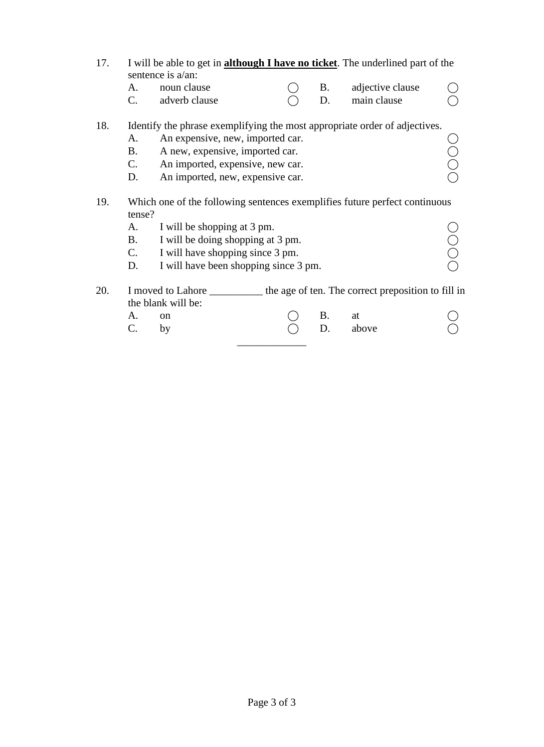17. I will be able to get in **<u>although I have no ticket</u>**. The underlined part of the sentence is a/an:

    A. noun clause ◯ B. adjective clause ◯
    C. adverb clause ◯ D. main clause ◯

18. Identify the phrase exemplifying the most appropriate order of adjectives.

    A. An expensive, new, imported car. ◯
    B. A new, expensive, imported car. ◯
    C. An imported, expensive, new car. ◯
    D. An imported, new, expensive car. ◯

19. Which one of the following sentences exemplifies future perfect continuous tense?

    A. I will be shopping at 3 pm. ◯
    B. I will be doing shopping at 3 pm. ◯
    C. I will have shopping since 3 pm. ◯
    D. I will have been shopping since 3 pm. ◯

20. I moved to Lahore __________ the age of ten. The correct preposition to fill in the blank will be:

    A. on ◯ B. at ◯
    C. by ◯ D. above ◯

_____________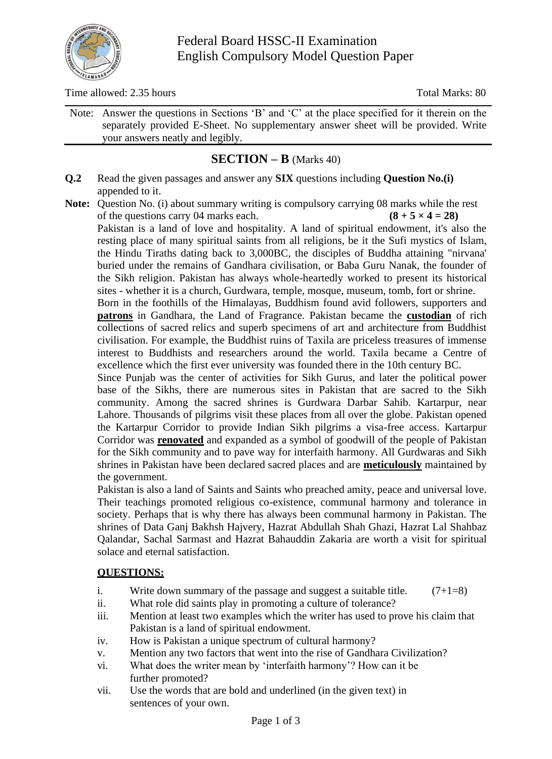Federal Board HSSC-II Examination
English Compulsory Model Question Paper

Time allowed: 2.35 hours Total Marks: 80

Note: Answer the questions in Sections 'B' and 'C' at the place specified for it therein on the separately provided E-Sheet. No supplementary answer sheet will be provided. Write your answers neatly and legibly.

## SECTION – B (Marks 40)

**Q.2** Read the given passages and answer any **SIX** questions including **Question No.(i)** appended to it.

**Note:** Question No. (i) about summary writing is compulsory carrying 08 marks while the rest of the questions carry 04 marks each. **(8 + 5 × 4 = 28)**

Pakistan is a land of love and hospitality. A land of spiritual endowment, it's also the resting place of many spiritual saints from all religions, be it the Sufi mystics of Islam, the Hindu Tiraths dating back to 3,000BC, the disciples of Buddha attaining "nirvana' buried under the remains of Gandhara civilisation, or Baba Guru Nanak, the founder of the Sikh religion. Pakistan has always whole-heartedly worked to present its historical sites - whether it is a church, Gurdwara, temple, mosque, museum, tomb, fort or shrine.

Born in the foothills of the Himalayas, Buddhism found avid followers, supporters and **patrons** in Gandhara, the Land of Fragrance. Pakistan became the **custodian** of rich collections of sacred relics and superb specimens of art and architecture from Buddhist civilisation. For example, the Buddhist ruins of Taxila are priceless treasures of immense interest to Buddhists and researchers around the world. Taxila became a Centre of excellence which the first ever university was founded there in the 10th century BC.

Since Punjab was the center of activities for Sikh Gurus, and later the political power base of the Sikhs, there are numerous sites in Pakistan that are sacred to the Sikh community. Among the sacred shrines is Gurdwara Darbar Sahib. Kartarpur, near Lahore. Thousands of pilgrims visit these places from all over the globe. Pakistan opened the Kartarpur Corridor to provide Indian Sikh pilgrims a visa-free access. Kartarpur Corridor was **renovated** and expanded as a symbol of goodwill of the people of Pakistan for the Sikh community and to pave way for interfaith harmony. All Gurdwaras and Sikh shrines in Pakistan have been declared sacred places and are **meticulously** maintained by the government.

Pakistan is also a land of Saints and Saints who preached amity, peace and universal love. Their teachings promoted religious co-existence, communal harmony and tolerance in society. Perhaps that is why there has always been communal harmony in Pakistan. The shrines of Data Ganj Bakhsh Hajvery, Hazrat Abdullah Shah Ghazi, Hazrat Lal Shahbaz Qalandar, Sachal Sarmast and Hazrat Bahauddin Zakaria are worth a visit for spiritual solace and eternal satisfaction.

**QUESTIONS:**

i. Write down summary of the passage and suggest a suitable title. (7+1=8)
ii. What role did saints play in promoting a culture of tolerance?
iii. Mention at least two examples which the writer has used to prove his claim that Pakistan is a land of spiritual endowment.
iv. How is Pakistan a unique spectrum of cultural harmony?
v. Mention any two factors that went into the rise of Gandhara Civilization?
vi. What does the writer mean by 'interfaith harmony'? How can it be further promoted?
vii. Use the words that are bold and underlined (in the given text) in sentences of your own.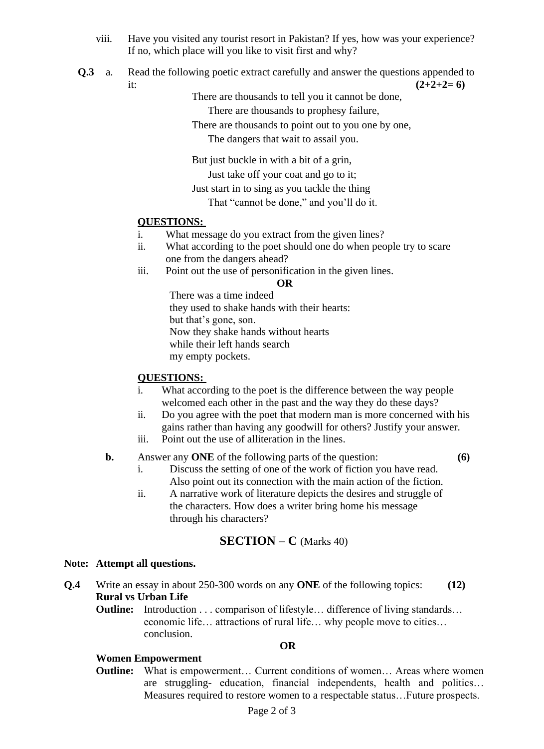viii. Have you visited any tourist resort in Pakistan? If yes, how was your experience? If no, which place will you like to visit first and why?

**Q.3** a. Read the following poetic extract carefully and answer the questions appended to it: **(2+2+2= 6)**

> There are thousands to tell you it cannot be done,
> There are thousands to prophesy failure,
> There are thousands to point out to you one by one,
> The dangers that wait to assail you.
>
> But just buckle in with a bit of a grin,
> Just take off your coat and go to it;
> Just start in to sing as you tackle the thing
> That "cannot be done," and you'll do it.

**QUESTIONS:**

i. What message do you extract from the given lines?
ii. What according to the poet should one do when people try to scare one from the dangers ahead?
iii. Point out the use of personification in the given lines.

**OR**

> There was a time indeed
> they used to shake hands with their hearts:
> but that's gone, son.
> Now they shake hands without hearts
> while their left hands search
> my empty pockets.

**QUESTIONS:**

i. What according to the poet is the difference between the way people welcomed each other in the past and the way they do these days?
ii. Do you agree with the poet that modern man is more concerned with his gains rather than having any goodwill for others? Justify your answer.
iii. Point out the use of alliteration in the lines.

**b.** Answer any **ONE** of the following parts of the question: **(6)**

i. Discuss the setting of one of the work of fiction you have read. Also point out its connection with the main action of the fiction.
ii. A narrative work of literature depicts the desires and struggle of the characters. How does a writer bring home his message through his characters?

## SECTION – C (Marks 40)

**Note: Attempt all questions.**

**Q.4** Write an essay in about 250-300 words on any **ONE** of the following topics: **(12)**

**Rural vs Urban Life**

**Outline:** Introduction . . . comparison of lifestyle… difference of living standards… economic life… attractions of rural life… why people move to cities… conclusion.

**OR**

**Women Empowerment**

**Outline:** What is empowerment… Current conditions of women… Areas where women are struggling- education, financial independents, health and politics… Measures required to restore women to a respectable status…Future prospects.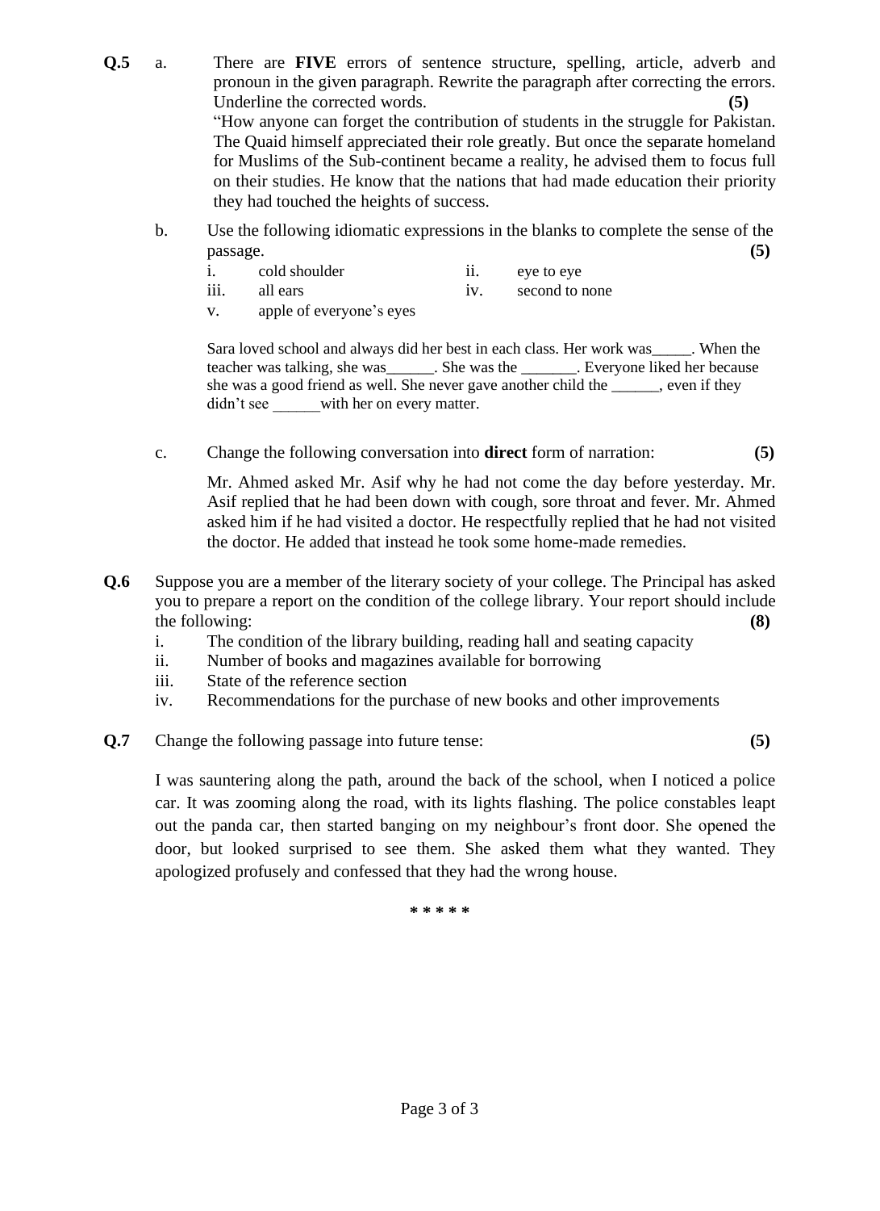**Q.5** a. There are **FIVE** errors of sentence structure, spelling, article, adverb and pronoun in the given paragraph. Rewrite the paragraph after correcting the errors. Underline the corrected words. **(5)**

"How anyone can forget the contribution of students in the struggle for Pakistan. The Quaid himself appreciated their role greatly. But once the separate homeland for Muslims of the Sub-continent became a reality, he advised them to focus full on their studies. He know that the nations that had made education their priority they had touched the heights of success.

b. Use the following idiomatic expressions in the blanks to complete the sense of the passage. **(5)**

i. cold shoulder  
ii. eye to eye  
iii. all ears  
iv. second to none  
v. apple of everyone's eyes

Sara loved school and always did her best in each class. Her work was_____. When the teacher was talking, she was______. She was the _______. Everyone liked her because she was a good friend as well. She never gave another child the ______, even if they didn't see ______with her on every matter.

c. Change the following conversation into **direct** form of narration: **(5)**

Mr. Ahmed asked Mr. Asif why he had not come the day before yesterday. Mr. Asif replied that he had been down with cough, sore throat and fever. Mr. Ahmed asked him if he had visited a doctor. He respectfully replied that he had not visited the doctor. He added that instead he took some home-made remedies.

**Q.6** Suppose you are a member of the literary society of your college. The Principal has asked you to prepare a report on the condition of the college library. Your report should include the following: **(8)**

i. The condition of the library building, reading hall and seating capacity  
ii. Number of books and magazines available for borrowing  
iii. State of the reference section  
iv. Recommendations for the purchase of new books and other improvements

**Q.7** Change the following passage into future tense: **(5)**

I was sauntering along the path, around the back of the school, when I noticed a police car. It was zooming along the road, with its lights flashing. The police constables leapt out the panda car, then started banging on my neighbour's front door. She opened the door, but looked surprised to see them. She asked them what they wanted. They apologized profusely and confessed that they had the wrong house.

\* \* \* \* \*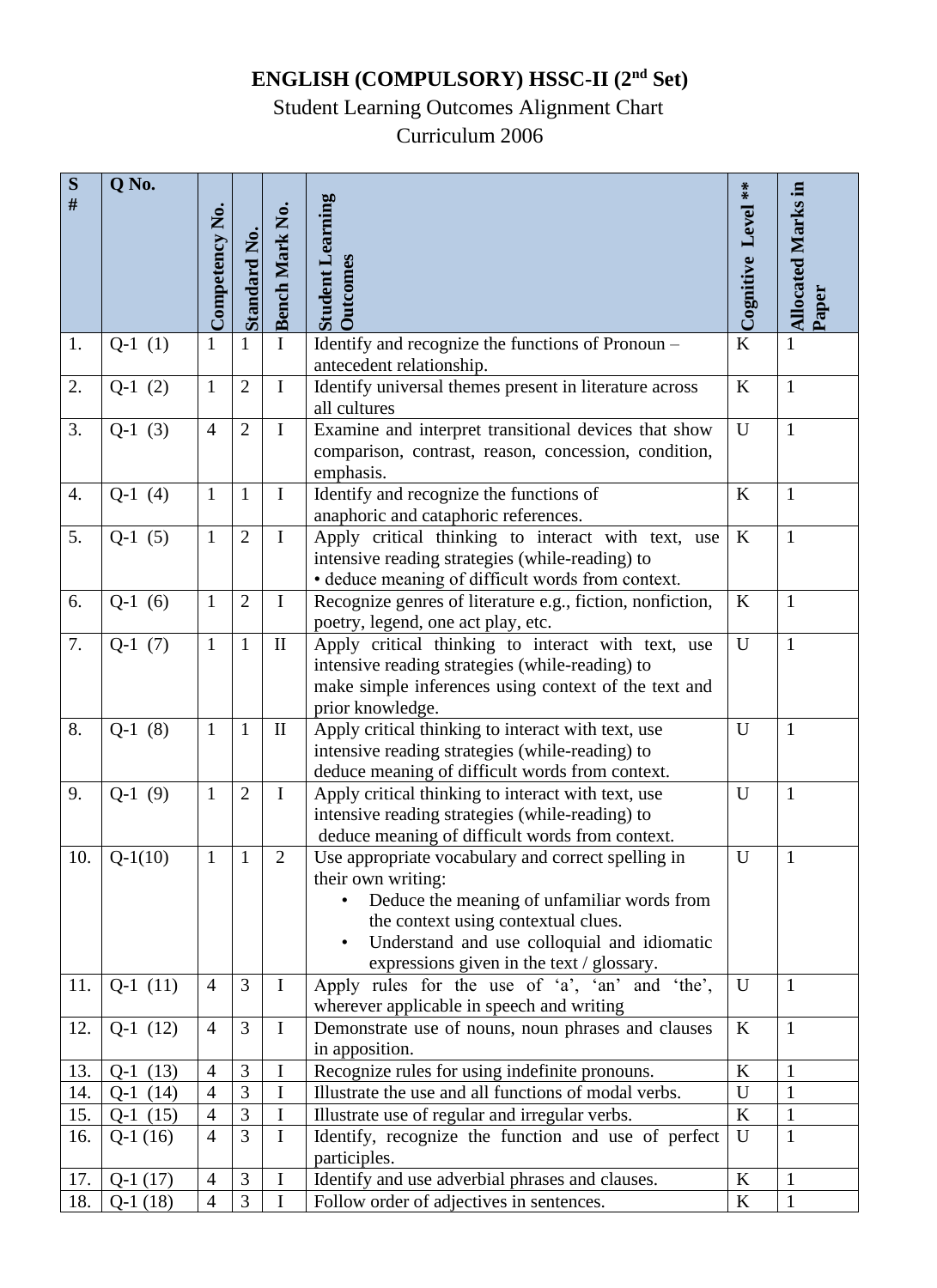**ENGLISH (COMPULSORY) HSSC-II (2nd Set)**

Student Learning Outcomes Alignment Chart

Curriculum 2006

| S # | Q No. | Competency No. | Standard No. | Bench Mark No. | Student Learning Outcomes | Cognitive Level ** | Allocated Marks in Paper |
|---|---|---|---|---|---|---|---|
| 1. | Q-1 (1) | 1 | 1 | I | Identify and recognize the functions of Pronoun – antecedent relationship. | K | 1 |
| 2. | Q-1 (2) | 1 | 2 | I | Identify universal themes present in literature across all cultures | K | 1 |
| 3. | Q-1 (3) | 4 | 2 | I | Examine and interpret transitional devices that show comparison, contrast, reason, concession, condition, emphasis. | U | 1 |
| 4. | Q-1 (4) | 1 | 1 | I | Identify and recognize the functions of anaphoric and cataphoric references. | K | 1 |
| 5. | Q-1 (5) | 1 | 2 | I | Apply critical thinking to interact with text, use intensive reading strategies (while-reading) to • deduce meaning of difficult words from context. | K | 1 |
| 6. | Q-1 (6) | 1 | 2 | I | Recognize genres of literature e.g., fiction, nonfiction, poetry, legend, one act play, etc. | K | 1 |
| 7. | Q-1 (7) | 1 | 1 | II | Apply critical thinking to interact with text, use intensive reading strategies (while-reading) to make simple inferences using context of the text and prior knowledge. | U | 1 |
| 8. | Q-1 (8) | 1 | 1 | II | Apply critical thinking to interact with text, use intensive reading strategies (while-reading) to deduce meaning of difficult words from context. | U | 1 |
| 9. | Q-1 (9) | 1 | 2 | I | Apply critical thinking to interact with text, use intensive reading strategies (while-reading) to deduce meaning of difficult words from context. | U | 1 |
| 10. | Q-1(10) | 1 | 1 | 2 | Use appropriate vocabulary and correct spelling in their own writing: • Deduce the meaning of unfamiliar words from the context using contextual clues. • Understand and use colloquial and idiomatic expressions given in the text / glossary. | U | 1 |
| 11. | Q-1 (11) | 4 | 3 | I | Apply rules for the use of 'a', 'an' and 'the', wherever applicable in speech and writing | U | 1 |
| 12. | Q-1 (12) | 4 | 3 | I | Demonstrate use of nouns, noun phrases and clauses in apposition. | K | 1 |
| 13. | Q-1 (13) | 4 | 3 | I | Recognize rules for using indefinite pronouns. | K | 1 |
| 14. | Q-1 (14) | 4 | 3 | I | Illustrate the use and all functions of modal verbs. | U | 1 |
| 15. | Q-1 (15) | 4 | 3 | I | Illustrate use of regular and irregular verbs. | K | 1 |
| 16. | Q-1 (16) | 4 | 3 | I | Identify, recognize the function and use of perfect participles. | U | 1 |
| 17. | Q-1 (17) | 4 | 3 | I | Identify and use adverbial phrases and clauses. | K | 1 |
| 18. | Q-1 (18) | 4 | 3 | I | Follow order of adjectives in sentences. | K | 1 |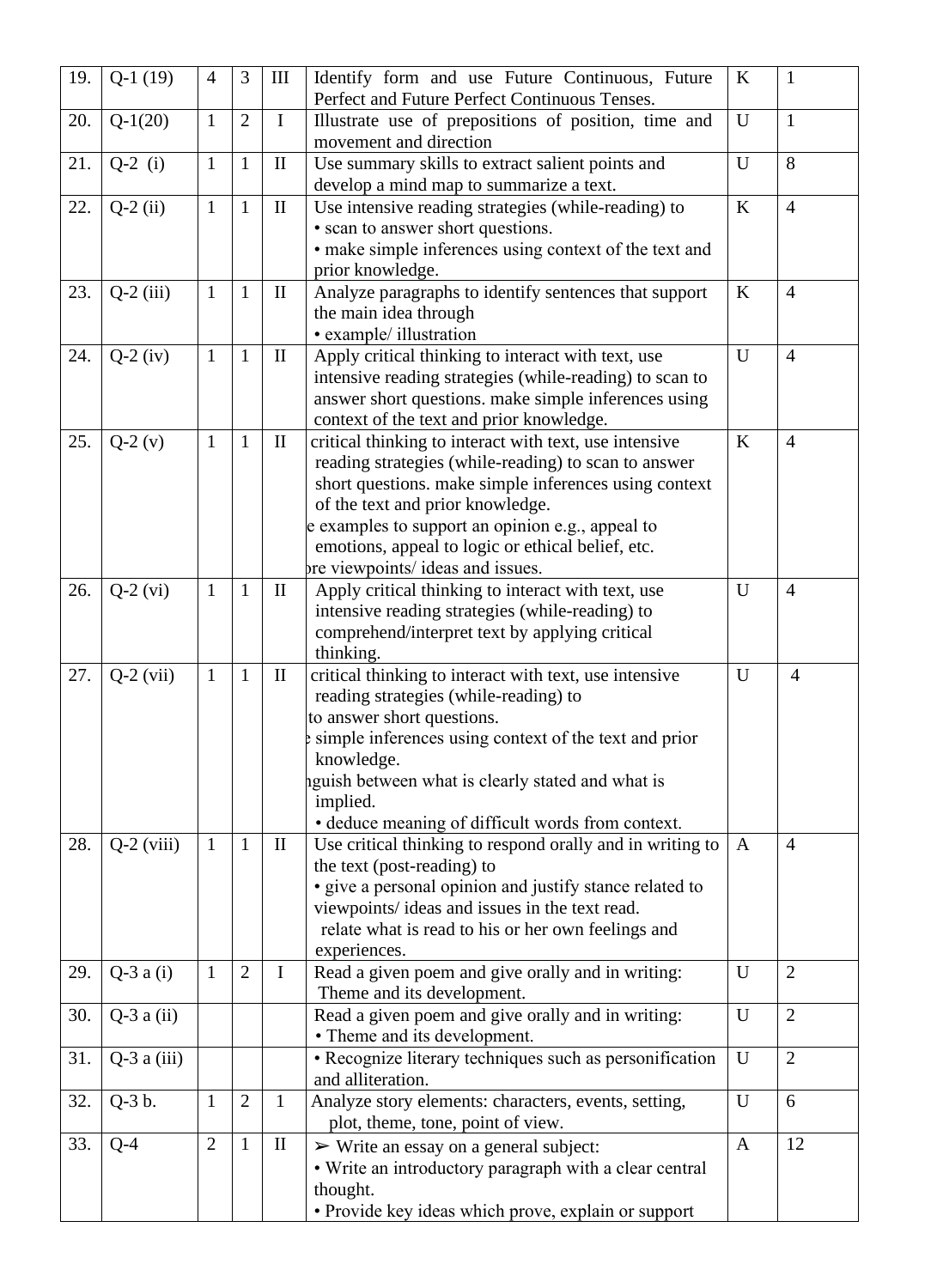| 19. | Q-1 (19) | 4 | 3 | III | Identify form and use Future Continuous, Future Perfect and Future Perfect Continuous Tenses. | K | 1 |
|---|---|---|---|---|---|---|---|
| 20. | Q-1(20) | 1 | 2 | I | Illustrate use of prepositions of position, time and movement and direction | U | 1 |
| 21. | Q-2 (i) | 1 | 1 | II | Use summary skills to extract salient points and develop a mind map to summarize a text. | U | 8 |
| 22. | Q-2 (ii) | 1 | 1 | II | Use intensive reading strategies (while-reading) to<br>• scan to answer short questions.<br>• make simple inferences using context of the text and prior knowledge. | K | 4 |
| 23. | Q-2 (iii) | 1 | 1 | II | Analyze paragraphs to identify sentences that support the main idea through<br>• example/ illustration | K | 4 |
| 24. | Q-2 (iv) | 1 | 1 | II | Apply critical thinking to interact with text, use intensive reading strategies (while-reading) to scan to answer short questions. make simple inferences using context of the text and prior knowledge. | U | 4 |
| 25. | Q-2 (v) | 1 | 1 | II | critical thinking to interact with text, use intensive reading strategies (while-reading) to scan to answer short questions. make simple inferences using context of the text and prior knowledge.<br>e examples to support an opinion e.g., appeal to emotions, appeal to logic or ethical belief, etc.<br>ore viewpoints/ ideas and issues. | K | 4 |
| 26. | Q-2 (vi) | 1 | 1 | II | Apply critical thinking to interact with text, use intensive reading strategies (while-reading) to comprehend/interpret text by applying critical thinking. | U | 4 |
| 27. | Q-2 (vii) | 1 | 1 | II | critical thinking to interact with text, use intensive reading strategies (while-reading) to<br>to answer short questions.<br>e simple inferences using context of the text and prior knowledge.<br>nguish between what is clearly stated and what is implied.<br>• deduce meaning of difficult words from context. | U | 4 |
| 28. | Q-2 (viii) | 1 | 1 | II | Use critical thinking to respond orally and in writing to the text (post-reading) to<br>• give a personal opinion and justify stance related to viewpoints/ ideas and issues in the text read.<br>relate what is read to his or her own feelings and experiences. | A | 4 |
| 29. | Q-3 a (i) | 1 | 2 | I | Read a given poem and give orally and in writing: Theme and its development. | U | 2 |
| 30. | Q-3 a (ii) | | | | Read a given poem and give orally and in writing:<br>• Theme and its development. | U | 2 |
| 31. | Q-3 a (iii) | | | | • Recognize literary techniques such as personification and alliteration. | U | 2 |
| 32. | Q-3 b. | 1 | 2 | 1 | Analyze story elements: characters, events, setting, plot, theme, tone, point of view. | U | 6 |
| 33. | Q-4 | 2 | 1 | II | ➢ Write an essay on a general subject:<br>• Write an introductory paragraph with a clear central thought.<br>• Provide key ideas which prove, explain or support | A | 12 |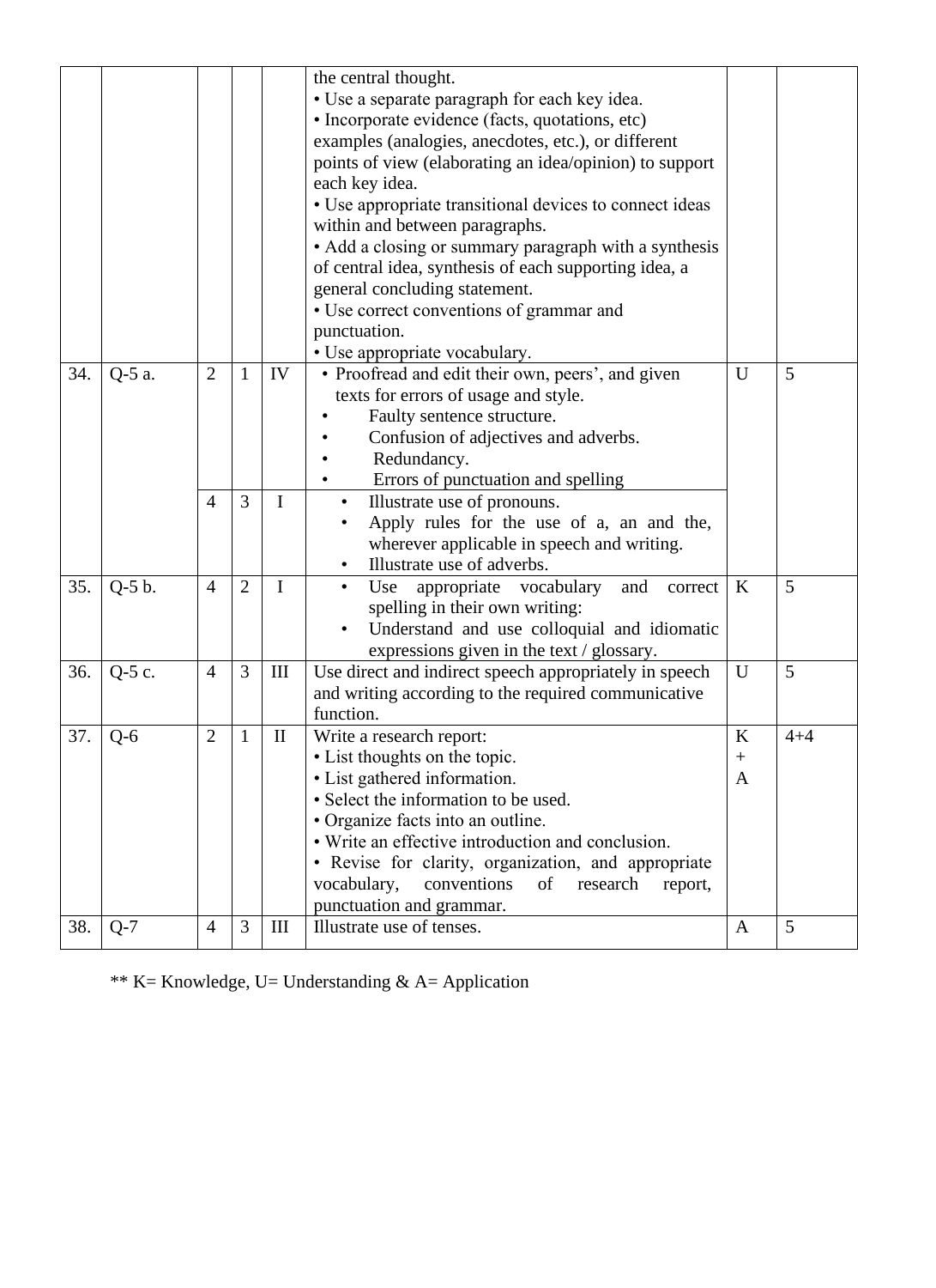| | | | | | | | |
|---|---|---|---|---|---|---|---|
| | | | | | the central thought.<br>• Use a separate paragraph for each key idea.<br>• Incorporate evidence (facts, quotations, etc) examples (analogies, anecdotes, etc.), or different points of view (elaborating an idea/opinion) to support each key idea.<br>• Use appropriate transitional devices to connect ideas within and between paragraphs.<br>• Add a closing or summary paragraph with a synthesis of central idea, synthesis of each supporting idea, a general concluding statement.<br>• Use correct conventions of grammar and punctuation.<br>• Use appropriate vocabulary. | | |
| 34. | Q-5 a. | 2 | 1 | IV | • Proofread and edit their own, peers', and given texts for errors of usage and style.<br>• Faulty sentence structure.<br>• Confusion of adjectives and adverbs.<br>• Redundancy.<br>• Errors of punctuation and spelling | U | 5 |
| | | 4 | 3 | I | • Illustrate use of pronouns.<br>• Apply rules for the use of a, an and the, wherever applicable in speech and writing.<br>• Illustrate use of adverbs. | | |
| 35. | Q-5 b. | 4 | 2 | I | • Use appropriate vocabulary and correct spelling in their own writing:<br>• Understand and use colloquial and idiomatic expressions given in the text / glossary. | K | 5 |
| 36. | Q-5 c. | 4 | 3 | III | Use direct and indirect speech appropriately in speech and writing according to the required communicative function. | U | 5 |
| 37. | Q-6 | 2 | 1 | II | Write a research report:<br>• List thoughts on the topic.<br>• List gathered information.<br>• Select the information to be used.<br>• Organize facts into an outline.<br>• Write an effective introduction and conclusion.<br>• Revise for clarity, organization, and appropriate vocabulary, conventions of research report, punctuation and grammar. | K + A | 4+4 |
| 38. | Q-7 | 4 | 3 | III | Illustrate use of tenses. | A | 5 |

** K= Knowledge, U= Understanding & A= Application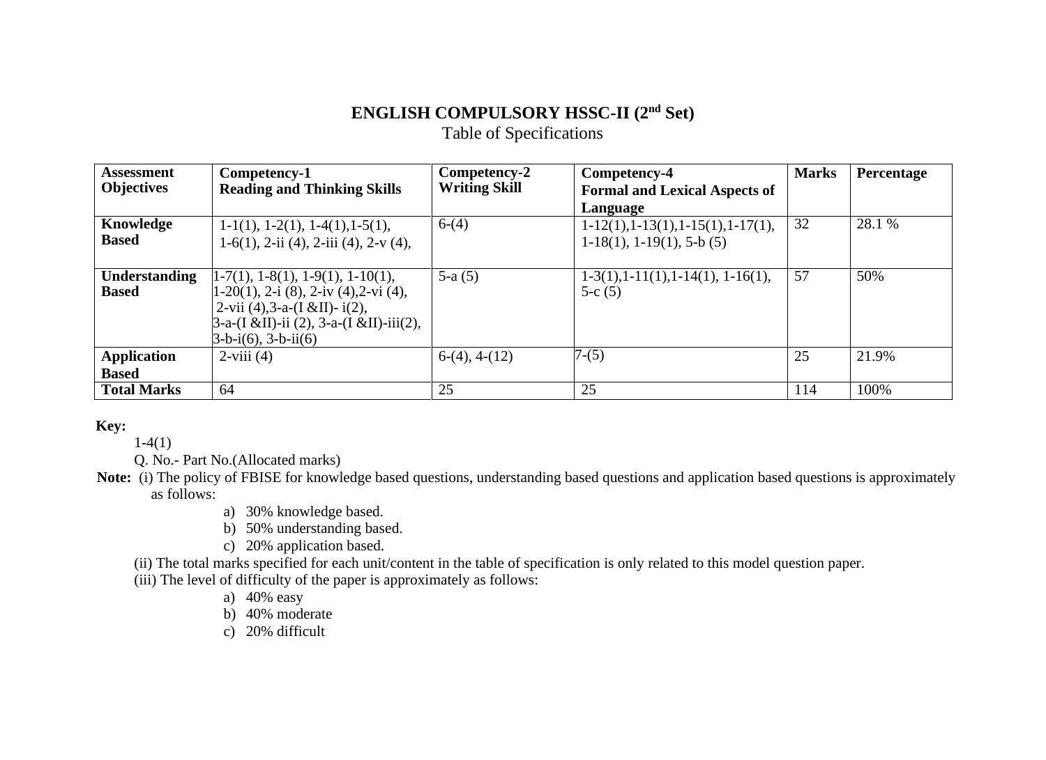# ENGLISH COMPULSORY HSSC-II (2nd Set)

Table of Specifications

| Assessment Objectives | Competency-1 Reading and Thinking Skills | Competency-2 Writing Skill | Competency-4 Formal and Lexical Aspects of Language | Marks | Percentage |
|---|---|---|---|---|---|
| **Knowledge Based** | 1-1(1), 1-2(1), 1-4(1),1-5(1), 1-6(1), 2-ii (4), 2-iii (4), 2-v (4), | 6-(4) | 1-12(1),1-13(1),1-15(1),1-17(1), 1-18(1), 1-19(1), 5-b (5) | 32 | 28.1 % |
| **Understanding Based** | 1-7(1), 1-8(1), 1-9(1), 1-10(1), 1-20(1), 2-i (8), 2-iv (4),2-vi (4), 2-vii (4),3-a-(I &II)- i(2), 3-a-(I &II)-ii (2), 3-a-(I &II)-iii(2), 3-b-i(6), 3-b-ii(6) | 5-a (5) | 1-3(1),1-11(1),1-14(1), 1-16(1), 5-c (5) | 57 | 50% |
| **Application Based** | 2-viii (4) | 6-(4), 4-(12) | 7-(5) | 25 | 21.9% |
| **Total Marks** | 64 | 25 | 25 | 114 | 100% |

**Key:**

1-4(1)

Q. No.- Part No.(Allocated marks)

**Note:** (i) The policy of FBISE for knowledge based questions, understanding based questions and application based questions is approximately as follows:

a) 30% knowledge based.
b) 50% understanding based.
c) 20% application based.

(ii) The total marks specified for each unit/content in the table of specification is only related to this model question paper.

(iii) The level of difficulty of the paper is approximately as follows:

a) 40% easy
b) 40% moderate
c) 20% difficult